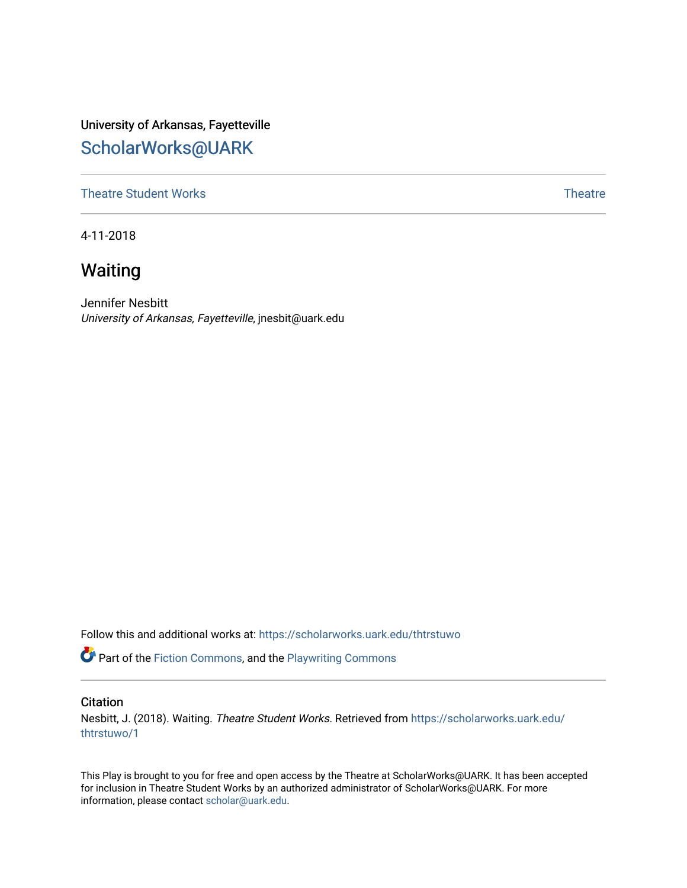University of Arkansas, Fayetteville

# ScholarWorks@UARK

Theatre Student Works | Theatre

4-11-2018

## Waiting

Jennifer Nesbitt
*University of Arkansas, Fayetteville*, jnesbit@uark.edu

Follow this and additional works at: https://scholarworks.uark.edu/thtrstuwo

Part of the Fiction Commons, and the Playwriting Commons

### Citation

Nesbitt, J. (2018). Waiting. *Theatre Student Works.* Retrieved from https://scholarworks.uark.edu/thtrstuwo/1

This Play is brought to you for free and open access by the Theatre at ScholarWorks@UARK. It has been accepted for inclusion in Theatre Student Works by an authorized administrator of ScholarWorks@UARK. For more information, please contact scholar@uark.edu.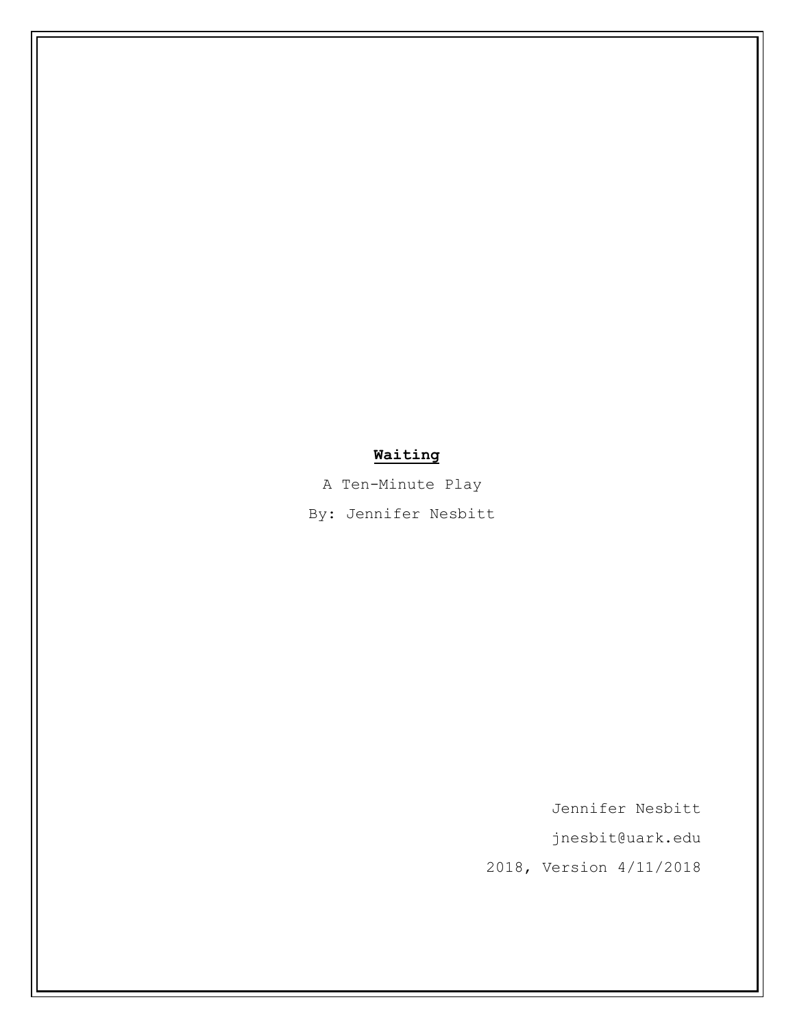**<u>Waiting</u>**

A Ten-Minute Play

By: Jennifer Nesbitt

Jennifer Nesbitt

jnesbit@uark.edu

2018, Version 4/11/2018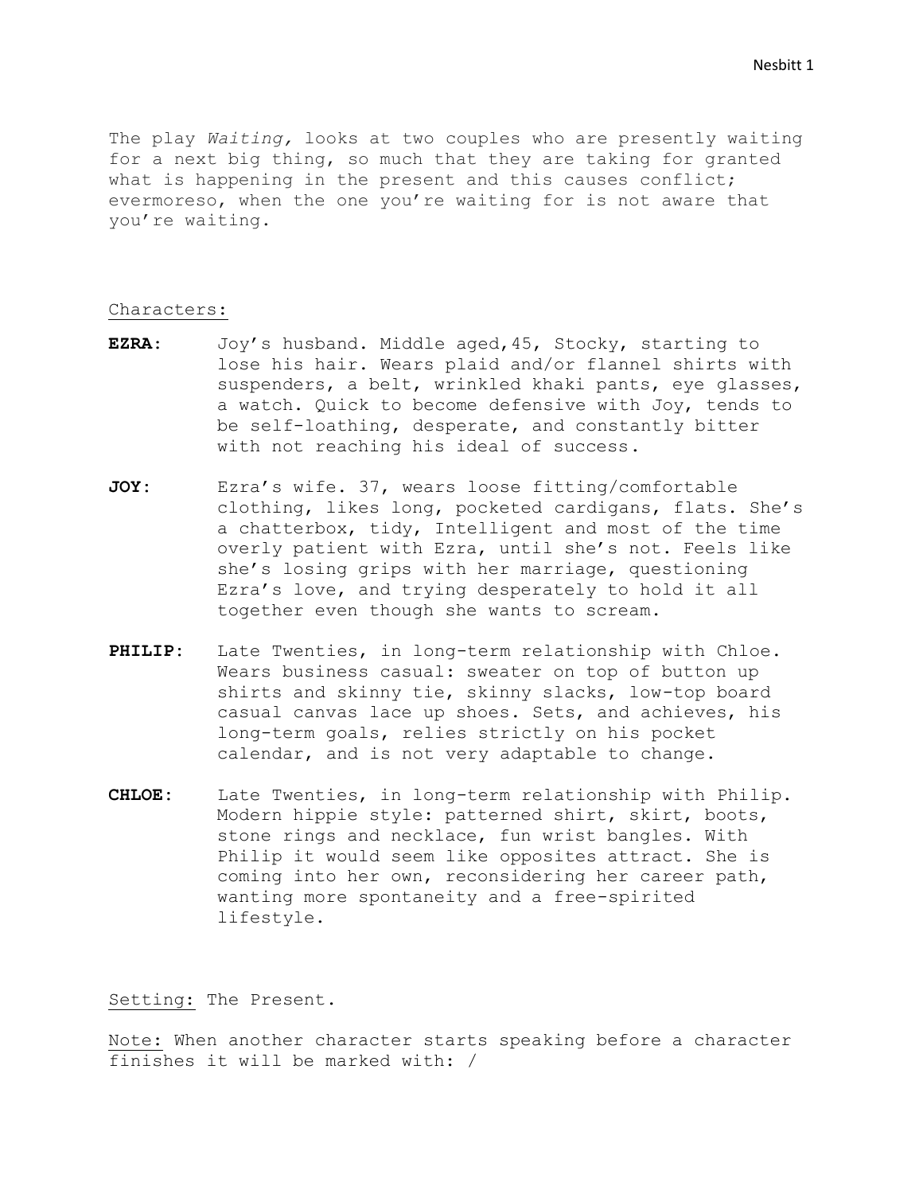The play *Waiting,* looks at two couples who are presently waiting for a next big thing, so much that they are taking for granted what is happening in the present and this causes conflict; evermoreso, when the one you're waiting for is not aware that you're waiting.

Characters:

**EZRA**: Joy's husband. Middle aged,45, Stocky, starting to lose his hair. Wears plaid and/or flannel shirts with suspenders, a belt, wrinkled khaki pants, eye glasses, a watch. Quick to become defensive with Joy, tends to be self-loathing, desperate, and constantly bitter with not reaching his ideal of success.

**JOY**: Ezra's wife. 37, wears loose fitting/comfortable clothing, likes long, pocketed cardigans, flats. She's a chatterbox, tidy, Intelligent and most of the time overly patient with Ezra, until she's not. Feels like she's losing grips with her marriage, questioning Ezra's love, and trying desperately to hold it all together even though she wants to scream.

**PHILIP**: Late Twenties, in long-term relationship with Chloe. Wears business casual: sweater on top of button up shirts and skinny tie, skinny slacks, low-top board casual canvas lace up shoes. Sets, and achieves, his long-term goals, relies strictly on his pocket calendar, and is not very adaptable to change.

**CHLOE**: Late Twenties, in long-term relationship with Philip. Modern hippie style: patterned shirt, skirt, boots, stone rings and necklace, fun wrist bangles. With Philip it would seem like opposites attract. She is coming into her own, reconsidering her career path, wanting more spontaneity and a free-spirited lifestyle.

Setting: The Present.

Note: When another character starts speaking before a character finishes it will be marked with: /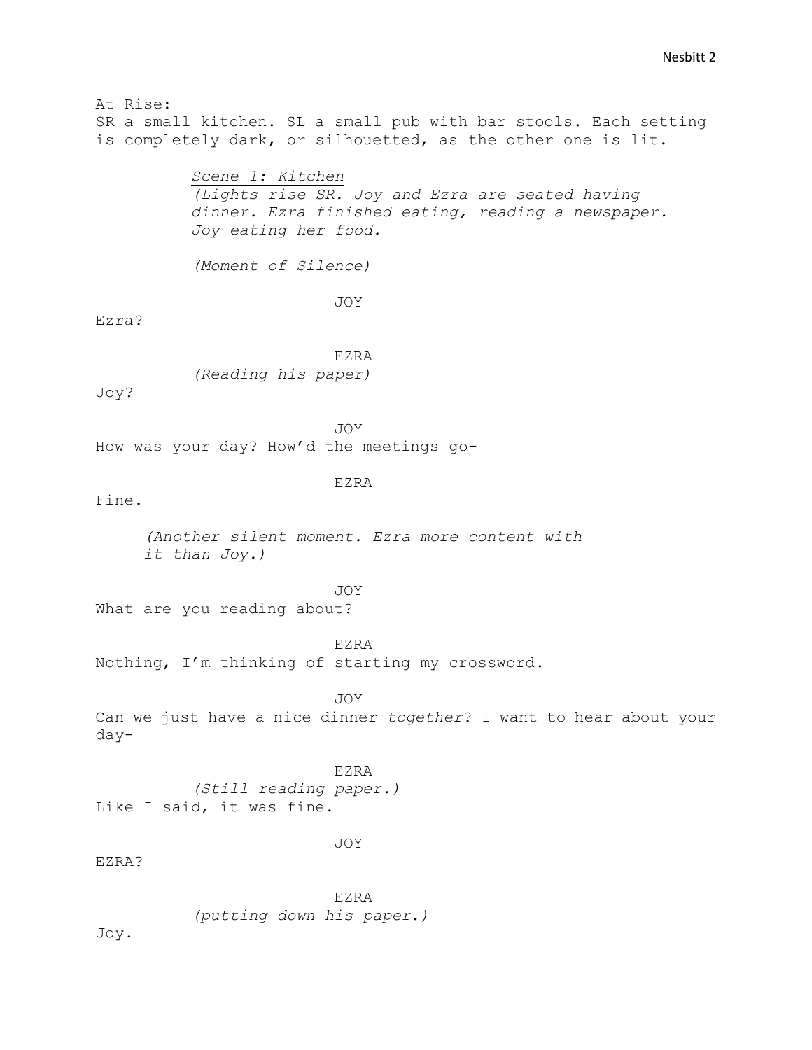<u>At Rise:</u>
SR a small kitchen. SL a small pub with bar stools. Each setting is completely dark, or silhouetted, as the other one is lit.

*<u>Scene 1: Kitchen</u>*
*(Lights rise SR. Joy and Ezra are seated having dinner. Ezra finished eating, reading a newspaper. Joy eating her food.*

*(Moment of Silence)*

JOY
Ezra?

EZRA
*(Reading his paper)*
Joy?

JOY
How was your day? How'd the meetings go-

EZRA
Fine.

*(Another silent moment. Ezra more content with it than Joy.)*

JOY
What are you reading about?

EZRA
Nothing, I'm thinking of starting my crossword.

JOY
Can we just have a nice dinner *together*? I want to hear about your day-

EZRA
*(Still reading paper.)*
Like I said, it was fine.

JOY
EZRA?

EZRA
*(putting down his paper.)*
Joy.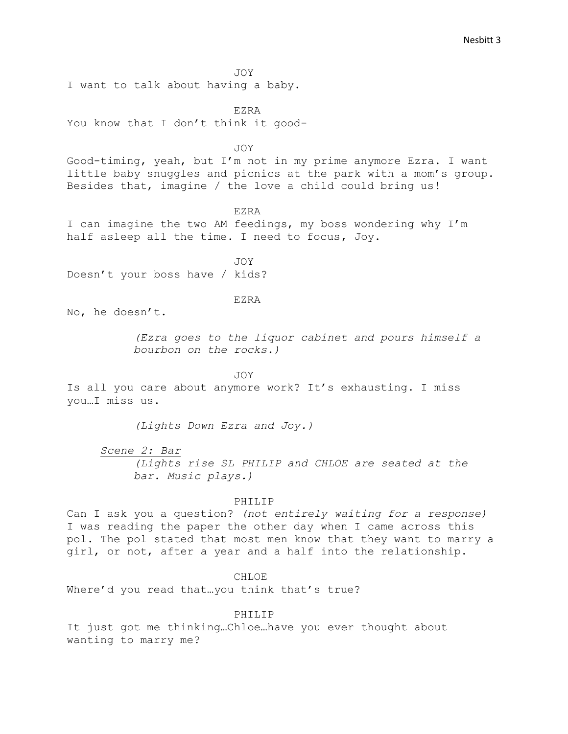JOY

I want to talk about having a baby.

EZRA

You know that I don't think it good-

JOY

Good-timing, yeah, but I'm not in my prime anymore Ezra. I want little baby snuggles and picnics at the park with a mom's group. Besides that, imagine / the love a child could bring us!

EZRA

I can imagine the two AM feedings, my boss wondering why I'm half asleep all the time. I need to focus, Joy.

JOY

Doesn't your boss have / kids?

EZRA

No, he doesn't.

*(Ezra goes to the liquor cabinet and pours himself a bourbon on the rocks.)*

JOY

Is all you care about anymore work? It's exhausting. I miss you…I miss us.

*(Lights Down Ezra and Joy.)*

<u>*Scene 2: Bar*</u>

*(Lights rise SL PHILIP and CHLOE are seated at the bar. Music plays.)*

PHILIP

Can I ask you a question? *(not entirely waiting for a response)* I was reading the paper the other day when I came across this pol. The pol stated that most men know that they want to marry a girl, or not, after a year and a half into the relationship.

CHLOE

Where'd you read that…you think that's true?

PHILIP

It just got me thinking…Chloe…have you ever thought about wanting to marry me?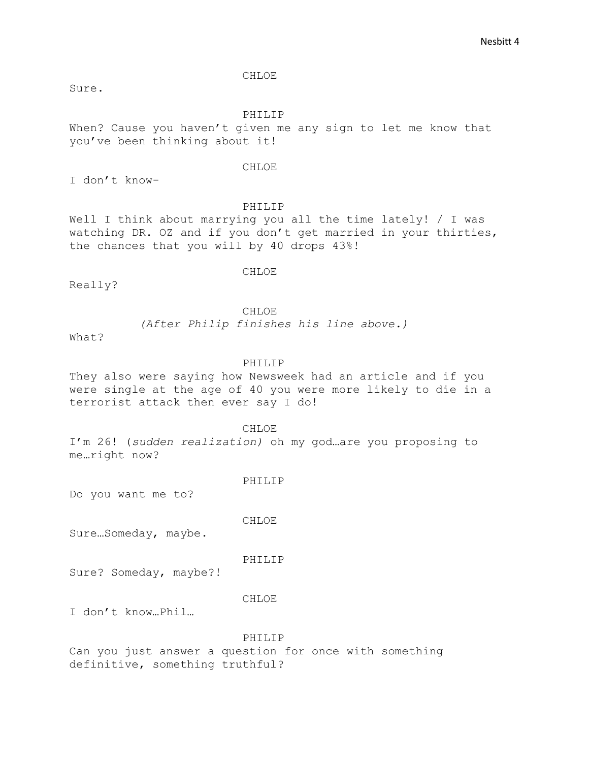CHLOE

Sure.

PHILIP

When? Cause you haven't given me any sign to let me know that you've been thinking about it!

CHLOE

I don't know-

PHILIP

Well I think about marrying you all the time lately! / I was watching DR. OZ and if you don't get married in your thirties, the chances that you will by 40 drops 43%!

CHLOE

Really?

CHLOE

*(After Philip finishes his line above.)*

What?

PHILIP

They also were saying how Newsweek had an article and if you were single at the age of 40 you were more likely to die in a terrorist attack then ever say I do!

CHLOE

I'm 26! *(sudden realization)* oh my god…are you proposing to me…right now?

PHILIP

Do you want me to?

CHLOE

Sure…Someday, maybe.

PHILIP

Sure? Someday, maybe?!

CHLOE

I don't know…Phil…

PHILIP

Can you just answer a question for once with something definitive, something truthful?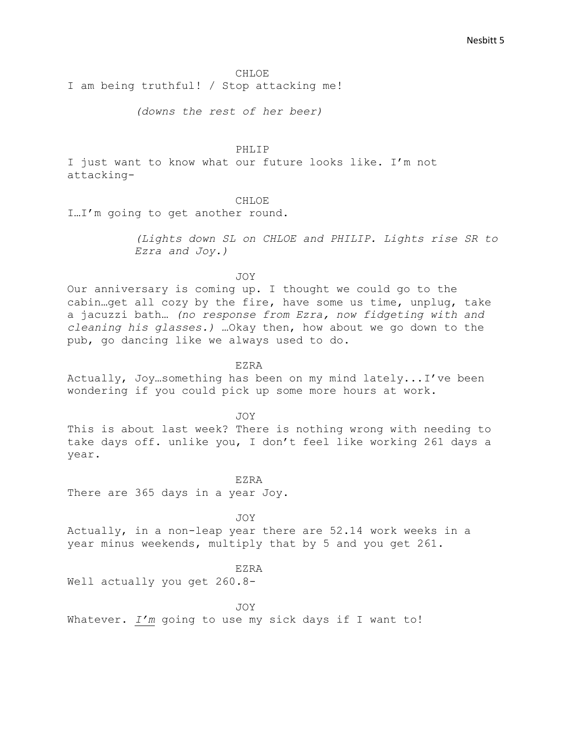CHLOE

I am being truthful! / Stop attacking me!

*(downs the rest of her beer)*

PHLIP

I just want to know what our future looks like. I'm not attacking-

CHLOE

I…I'm going to get another round.

*(Lights down SL on CHLOE and PHILIP. Lights rise SR to Ezra and Joy.)*

JOY

Our anniversary is coming up. I thought we could go to the cabin…get all cozy by the fire, have some us time, unplug, take a jacuzzi bath… *(no response from Ezra, now fidgeting with and cleaning his glasses.)* …Okay then, how about we go down to the pub, go dancing like we always used to do.

EZRA

Actually, Joy…something has been on my mind lately...I've been wondering if you could pick up some more hours at work.

JOY

This is about last week? There is nothing wrong with needing to take days off. unlike you, I don't feel like working 261 days a year.

EZRA

There are 365 days in a year Joy.

JOY

Actually, in a non-leap year there are 52.14 work weeks in a year minus weekends, multiply that by 5 and you get 261.

EZRA

Well actually you get 260.8-

JOY

Whatever. <u>*I'm*</u> going to use my sick days if I want to!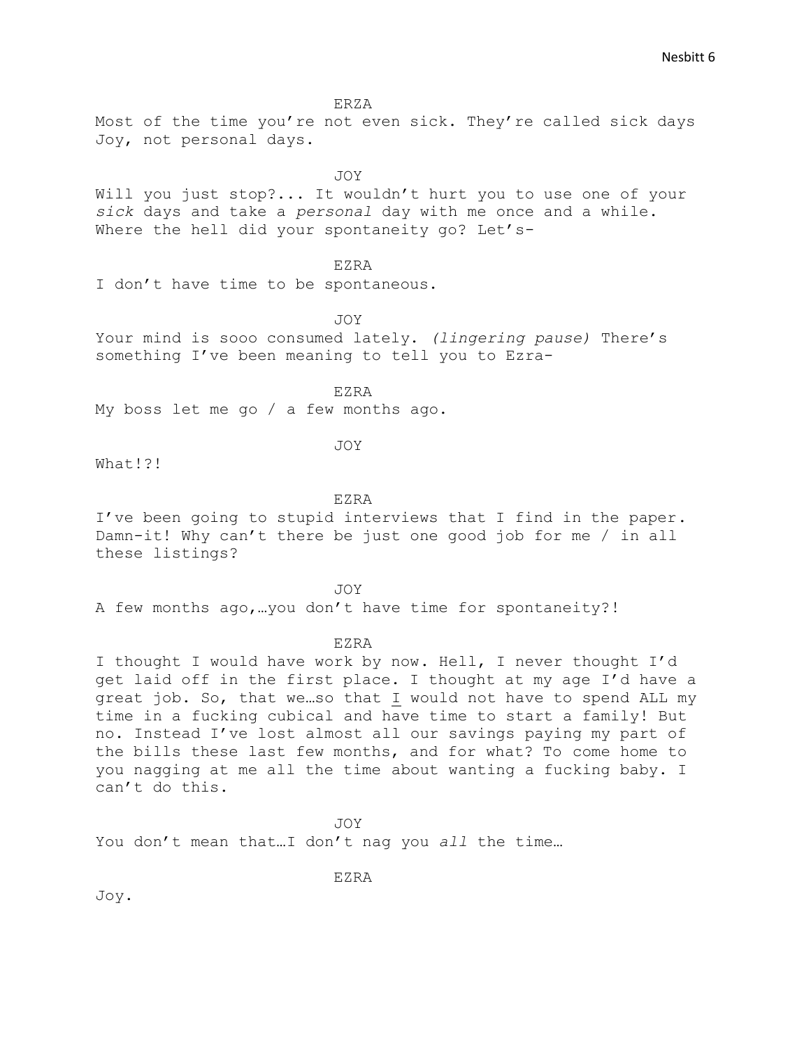ERZA

Most of the time you're not even sick. They're called sick days Joy, not personal days.

JOY

Will you just stop?... It wouldn't hurt you to use one of your *sick* days and take a *personal* day with me once and a while. Where the hell did your spontaneity go? Let's-

EZRA

I don't have time to be spontaneous.

JOY

Your mind is sooo consumed lately. *(lingering pause)* There's something I've been meaning to tell you to Ezra-

EZRA

My boss let me go / a few months ago.

JOY

What!?!

EZRA

I've been going to stupid interviews that I find in the paper. Damn-it! Why can't there be just one good job for me / in all these listings?

JOY

A few months ago,…you don't have time for spontaneity?!

EZRA

I thought I would have work by now. Hell, I never thought I'd get laid off in the first place. I thought at my age I'd have a great job. So, that we…so that <u>I</u> would not have to spend ALL my time in a fucking cubical and have time to start a family! But no. Instead I've lost almost all our savings paying my part of the bills these last few months, and for what? To come home to you nagging at me all the time about wanting a fucking baby. I can't do this.

JOY

You don't mean that…I don't nag you *all* the time…

EZRA

Joy.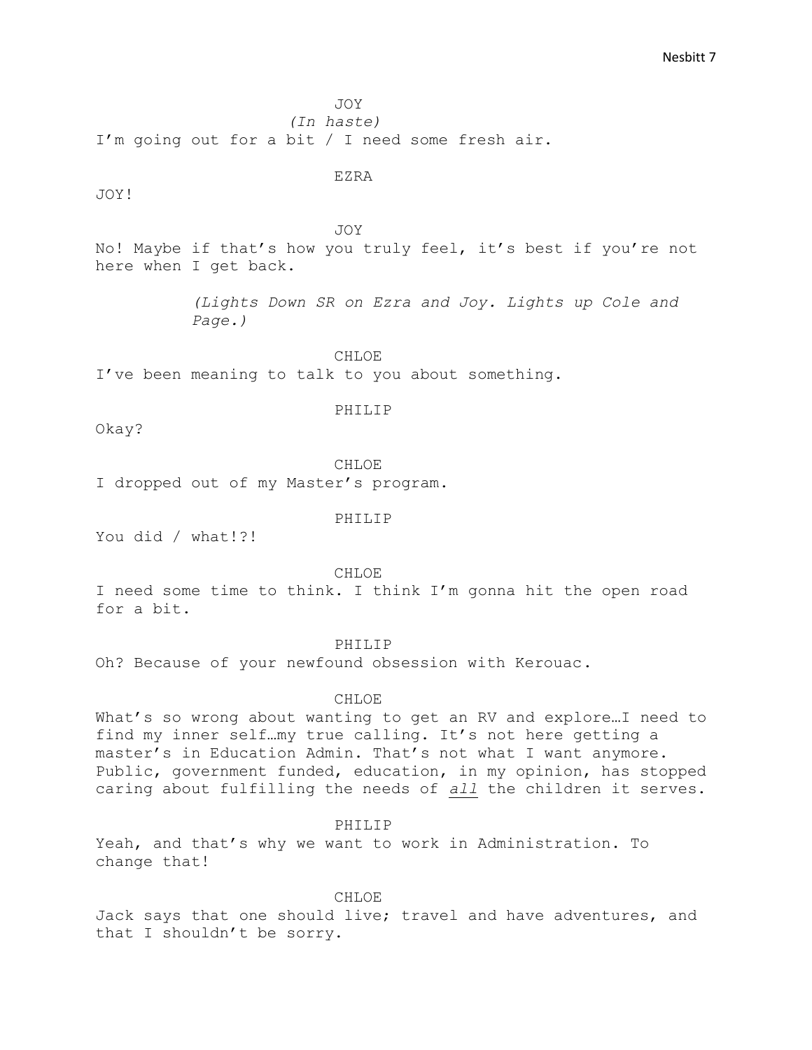JOY

*(In haste)*

I'm going out for a bit / I need some fresh air.

EZRA

JOY!

JOY

No! Maybe if that's how you truly feel, it's best if you're not here when I get back.

*(Lights Down SR on Ezra and Joy. Lights up Cole and Page.)*

CHLOE

I've been meaning to talk to you about something.

PHILIP

Okay?

CHLOE

I dropped out of my Master's program.

PHILIP

You did / what!?!

CHLOE

I need some time to think. I think I'm gonna hit the open road for a bit.

PHILIP

Oh? Because of your newfound obsession with Kerouac.

CHLOE

What's so wrong about wanting to get an RV and explore…I need to find my inner self…my true calling. It's not here getting a master's in Education Admin. That's not what I want anymore. Public, government funded, education, in my opinion, has stopped caring about fulfilling the needs of <u>*all*</u> the children it serves.

PHILIP

Yeah, and that's why we want to work in Administration. To change that!

CHLOE

Jack says that one should live; travel and have adventures, and that I shouldn't be sorry.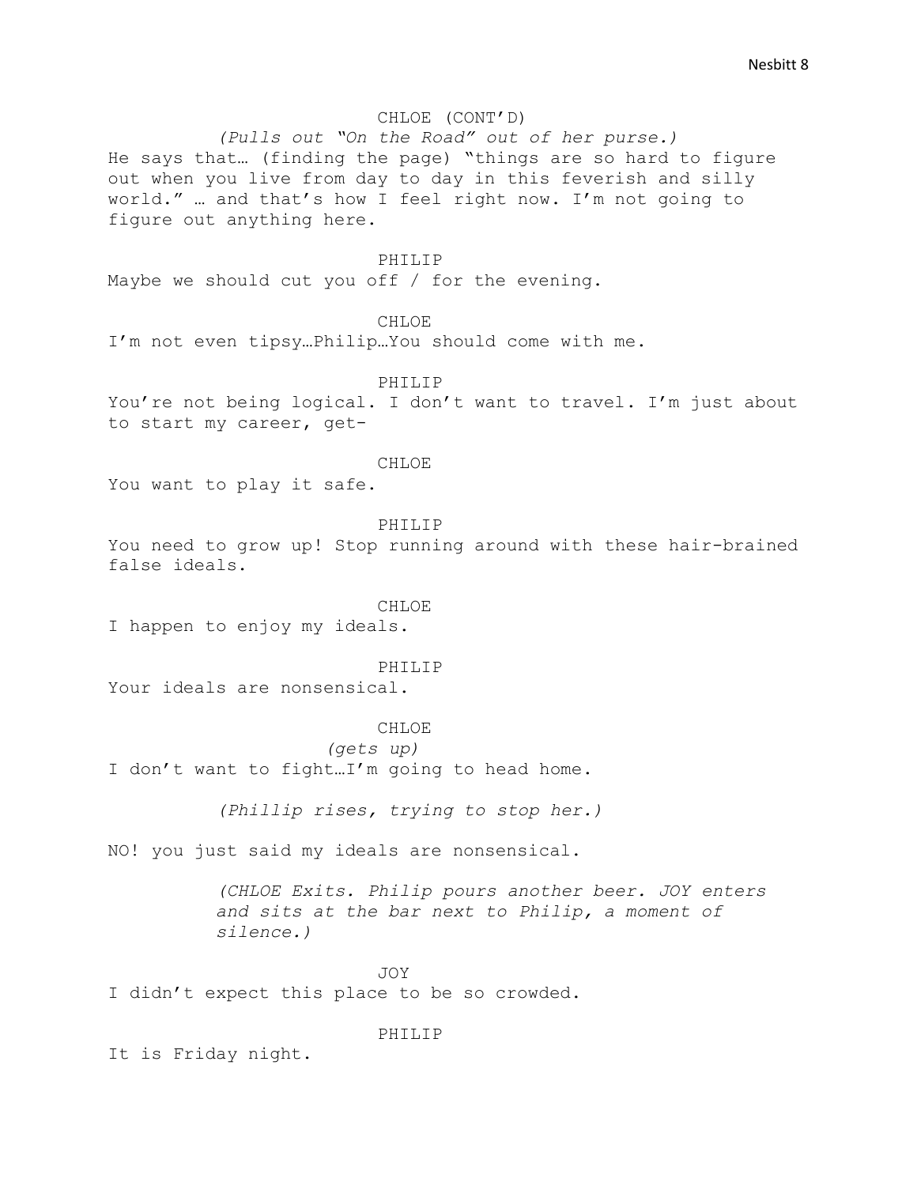CHLOE (CONT'D)

*(Pulls out "On the Road" out of her purse.)*

He says that… (finding the page) "things are so hard to figure out when you live from day to day in this feverish and silly world." … and that's how I feel right now. I'm not going to figure out anything here.

PHILIP

Maybe we should cut you off / for the evening.

CHLOE

I'm not even tipsy…Philip…You should come with me.

PHILIP

You're not being logical. I don't want to travel. I'm just about to start my career, get-

CHLOE

You want to play it safe.

PHILIP

You need to grow up! Stop running around with these hair-brained false ideals.

CHLOE

I happen to enjoy my ideals.

PHILIP

Your ideals are nonsensical.

CHLOE

*(gets up)*

I don't want to fight…I'm going to head home.

*(Phillip rises, trying to stop her.)*

NO! you just said my ideals are nonsensical.

*(CHLOE Exits. Philip pours another beer. JOY enters and sits at the bar next to Philip, a moment of silence.)*

JOY

I didn't expect this place to be so crowded.

PHILIP

It is Friday night.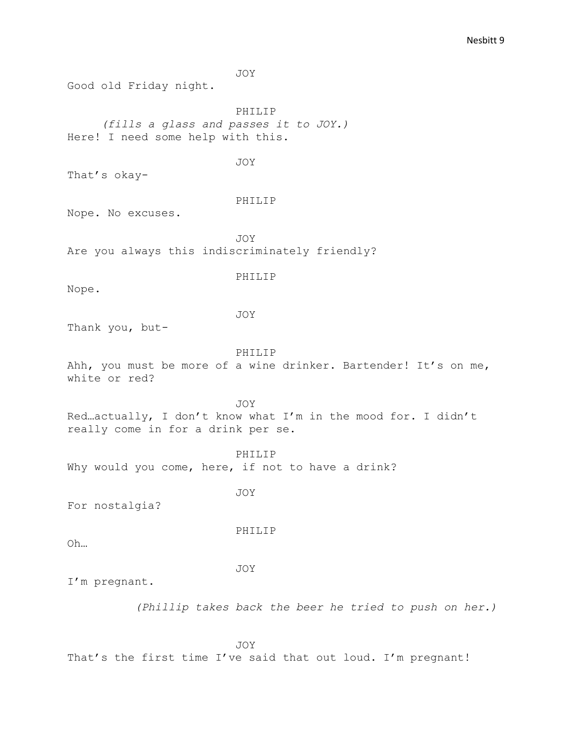JOY

Good old Friday night.

PHILIP

*(fills a glass and passes it to JOY.)*

Here! I need some help with this.

JOY

That's okay-

PHILIP

Nope. No excuses.

JOY

Are you always this indiscriminately friendly?

PHILIP

Nope.

JOY

Thank you, but-

PHILIP

Ahh, you must be more of a wine drinker. Bartender! It's on me, white or red?

JOY

Red…actually, I don't know what I'm in the mood for. I didn't really come in for a drink per se.

PHILIP

Why would you come, here, if not to have a drink?

JOY

For nostalgia?

PHILIP

Oh…

JOY

I'm pregnant.

*(Phillip takes back the beer he tried to push on her.)*

JOY

That's the first time I've said that out loud. I'm pregnant!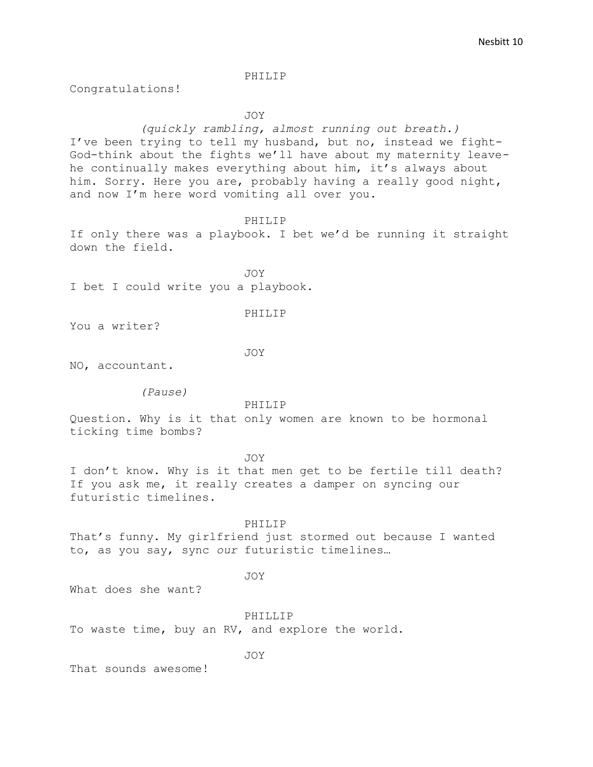PHILIP

Congratulations!

JOY

*(quickly rambling, almost running out breath.)*

I've been trying to tell my husband, but no, instead we fight-God-think about the fights we'll have about my maternity leave-he continually makes everything about him, it's always about him. Sorry. Here you are, probably having a really good night, and now I'm here word vomiting all over you.

PHILIP

If only there was a playbook. I bet we'd be running it straight down the field.

JOY

I bet I could write you a playbook.

PHILIP

You a writer?

JOY

NO, accountant.

*(Pause)*

PHILIP

Question. Why is it that only women are known to be hormonal ticking time bombs?

JOY

I don't know. Why is it that men get to be fertile till death? If you ask me, it really creates a damper on syncing our futuristic timelines.

PHILIP

That's funny. My girlfriend just stormed out because I wanted to, as you say, sync *our* futuristic timelines…

JOY

What does she want?

PHILLIP

To waste time, buy an RV, and explore the world.

JOY

That sounds awesome!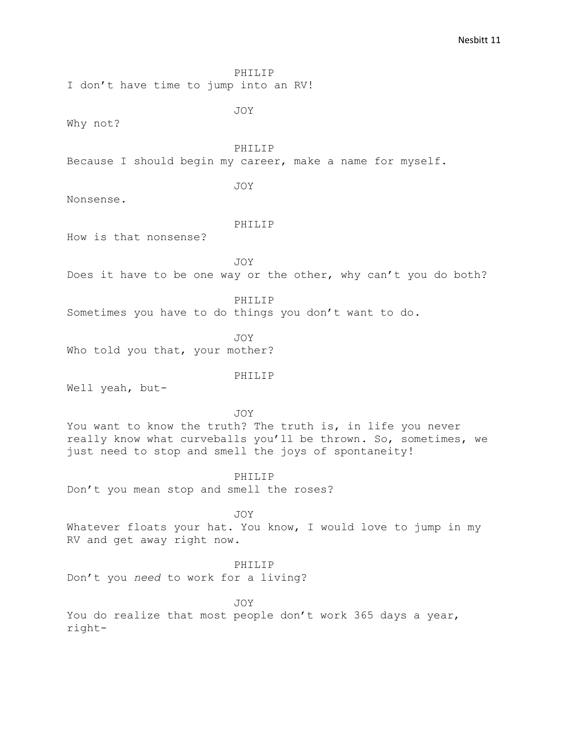PHILIP

I don't have time to jump into an RV!

JOY

Why not?

PHILIP

Because I should begin my career, make a name for myself.

JOY

Nonsense.

PHILIP

How is that nonsense?

JOY

Does it have to be one way or the other, why can't you do both?

PHILIP

Sometimes you have to do things you don't want to do.

JOY

Who told you that, your mother?

PHILIP

Well yeah, but-

JOY

You want to know the truth? The truth is, in life you never really know what curveballs you'll be thrown. So, sometimes, we just need to stop and smell the joys of spontaneity!

PHILIP

Don't you mean stop and smell the roses?

JOY

Whatever floats your hat. You know, I would love to jump in my RV and get away right now.

PHILIP

Don't you *need* to work for a living?

JOY

You do realize that most people don't work 365 days a year, right-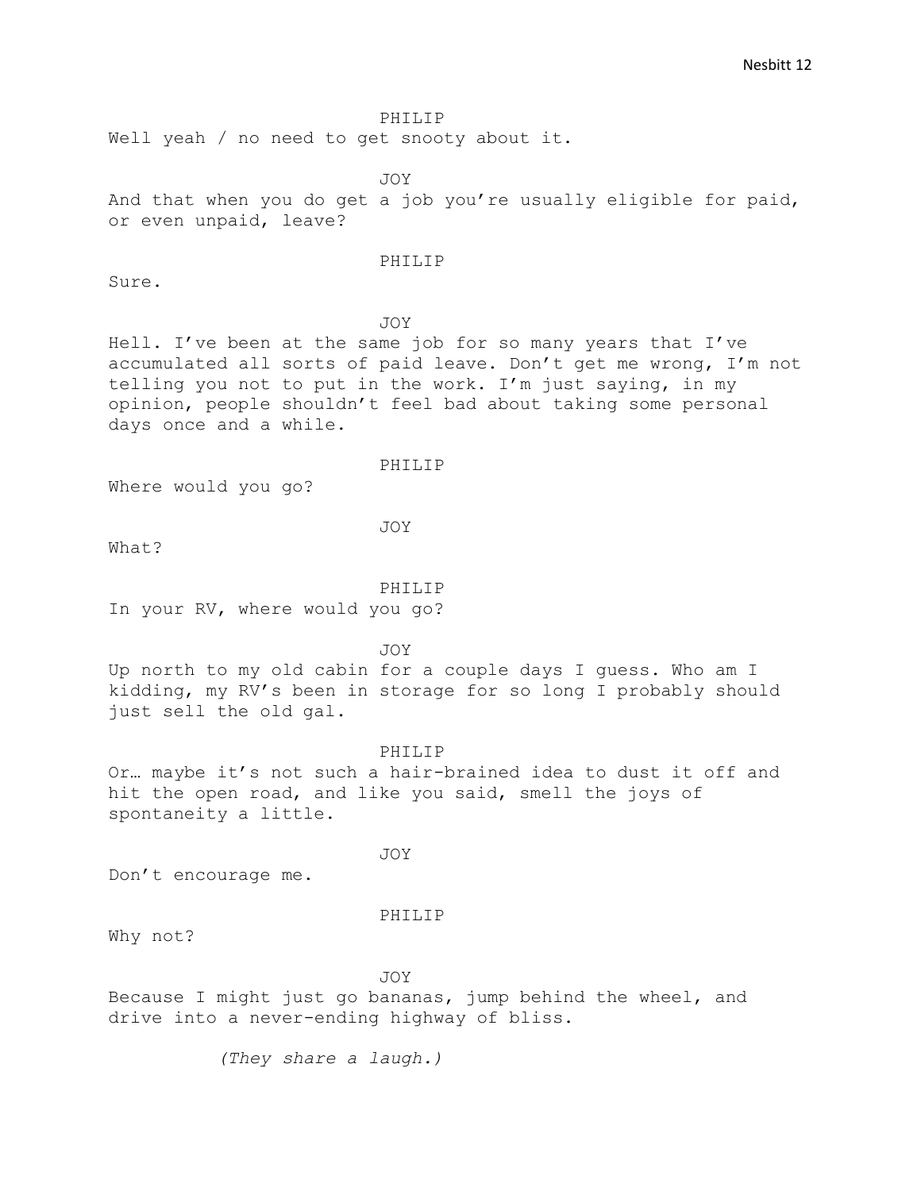PHILIP

Well yeah / no need to get snooty about it.

JOY

And that when you do get a job you're usually eligible for paid, or even unpaid, leave?

PHILIP

Sure.

JOY

Hell. I've been at the same job for so many years that I've accumulated all sorts of paid leave. Don't get me wrong, I'm not telling you not to put in the work. I'm just saying, in my opinion, people shouldn't feel bad about taking some personal days once and a while.

PHILIP

Where would you go?

JOY

What?

PHILIP

In your RV, where would you go?

JOY

Up north to my old cabin for a couple days I guess. Who am I kidding, my RV's been in storage for so long I probably should just sell the old gal.

PHILIP

Or… maybe it's not such a hair-brained idea to dust it off and hit the open road, and like you said, smell the joys of spontaneity a little.

JOY

Don't encourage me.

PHILIP

Why not?

JOY

Because I might just go bananas, jump behind the wheel, and drive into a never-ending highway of bliss.

*(They share a laugh.)*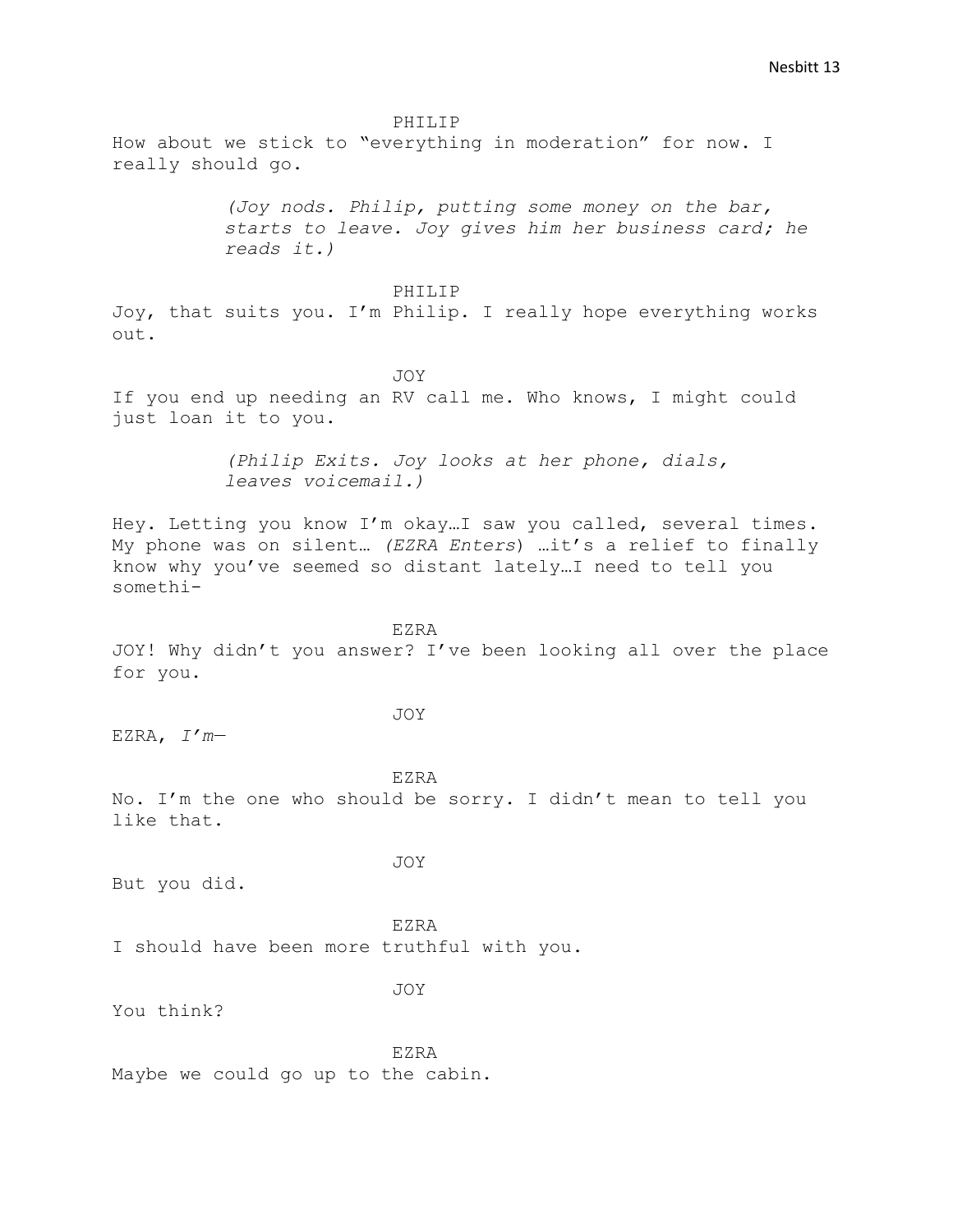PHILIP

How about we stick to "everything in moderation" for now. I really should go.

*(Joy nods. Philip, putting some money on the bar, starts to leave. Joy gives him her business card; he reads it.)*

PHILIP

Joy, that suits you. I'm Philip. I really hope everything works out.

JOY

If you end up needing an RV call me. Who knows, I might could just loan it to you.

*(Philip Exits. Joy looks at her phone, dials, leaves voicemail.)*

Hey. Letting you know I'm okay…I saw you called, several times. My phone was on silent… *(EZRA Enters)* …it's a relief to finally know why you've seemed so distant lately…I need to tell you somethi-

EZRA

JOY! Why didn't you answer? I've been looking all over the place for you.

JOY

EZRA, *I'm—*

EZRA

No. I'm the one who should be sorry. I didn't mean to tell you like that.

JOY

But you did.

EZRA

I should have been more truthful with you.

JOY

You think?

EZRA

Maybe we could go up to the cabin.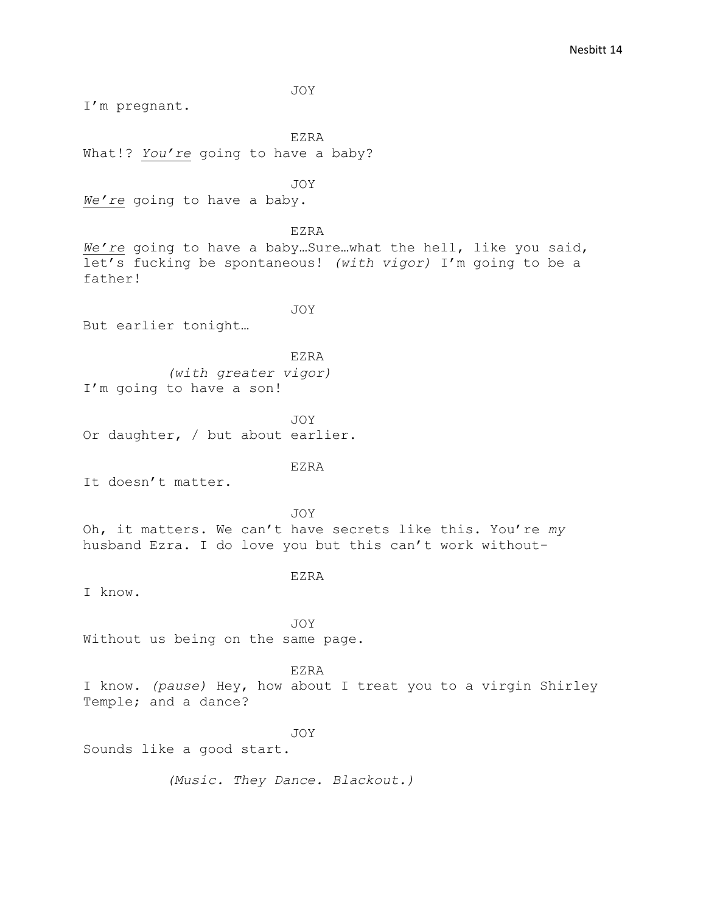JOY

I'm pregnant.

EZRA

What!? *You're* going to have a baby?

JOY

*We're* going to have a baby.

EZRA

*We're* going to have a baby…Sure…what the hell, like you said, let's fucking be spontaneous! *(with vigor)* I'm going to be a father!

JOY

But earlier tonight…

EZRA

*(with greater vigor)*

I'm going to have a son!

JOY

Or daughter, / but about earlier.

EZRA

It doesn't matter.

JOY

Oh, it matters. We can't have secrets like this. You're *my* husband Ezra. I do love you but this can't work without-

EZRA

I know.

JOY

Without us being on the same page.

EZRA

I know. *(pause)* Hey, how about I treat you to a virgin Shirley Temple; and a dance?

JOY

Sounds like a good start.

*(Music. They Dance. Blackout.)*